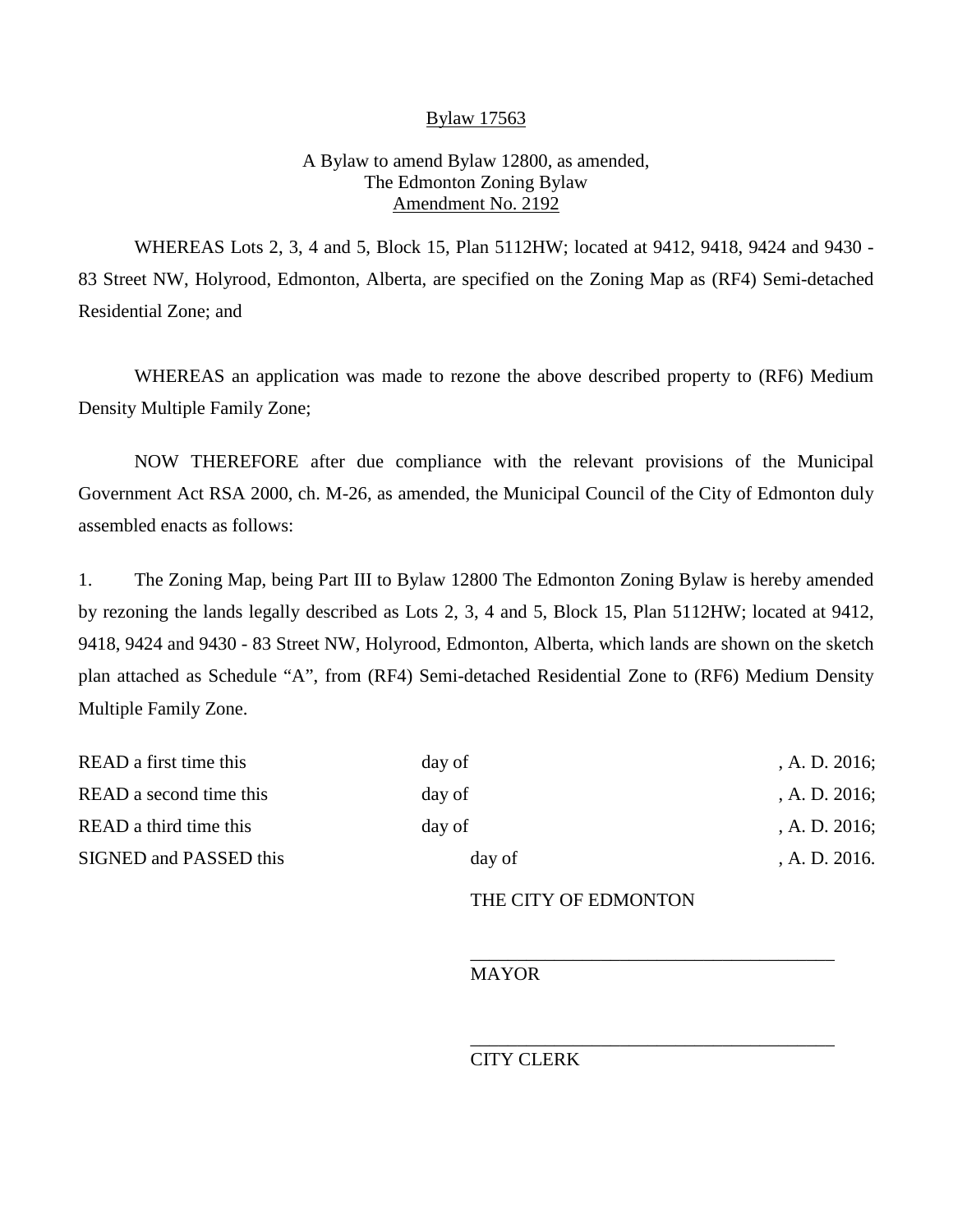Bylaw 17563

A Bylaw to amend Bylaw 12800, as amended,
The Edmonton Zoning Bylaw
Amendment No. 2192

WHEREAS Lots 2, 3, 4 and 5, Block 15, Plan 5112HW; located at 9412, 9418, 9424 and 9430 - 83 Street NW, Holyrood, Edmonton, Alberta, are specified on the Zoning Map as (RF4) Semi-detached Residential Zone; and

WHEREAS an application was made to rezone the above described property to (RF6) Medium Density Multiple Family Zone;

NOW THEREFORE after due compliance with the relevant provisions of the Municipal Government Act RSA 2000, ch. M-26, as amended, the Municipal Council of the City of Edmonton duly assembled enacts as follows:

1. The Zoning Map, being Part III to Bylaw 12800 The Edmonton Zoning Bylaw is hereby amended by rezoning the lands legally described as Lots 2, 3, 4 and 5, Block 15, Plan 5112HW; located at 9412, 9418, 9424 and 9430 - 83 Street NW, Holyrood, Edmonton, Alberta, which lands are shown on the sketch plan attached as Schedule "A", from (RF4) Semi-detached Residential Zone to (RF6) Medium Density Multiple Family Zone.

| | | |
|---|---|---|
| READ a first time this | day of | , A. D. 2016; |
| READ a second time this | day of | , A. D. 2016; |
| READ a third time this | day of | , A. D. 2016; |
| SIGNED and PASSED this | day of | , A. D. 2016. |

THE CITY OF EDMONTON

\_\_\_\_\_\_\_\_\_\_\_\_\_\_\_\_\_\_\_\_\_\_\_\_\_\_\_\_\_\_\_\_\_\_\_\_\_\_
MAYOR

\_\_\_\_\_\_\_\_\_\_\_\_\_\_\_\_\_\_\_\_\_\_\_\_\_\_\_\_\_\_\_\_\_\_\_\_\_\_
CITY CLERK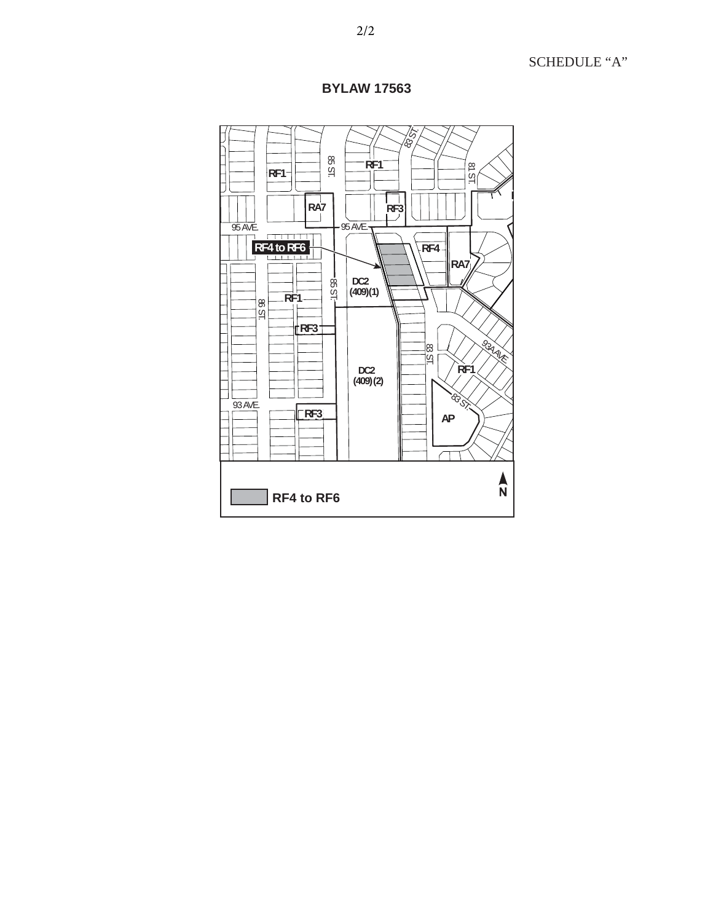SCHEDULE "A"

**BYLAW 17563**

83 ST.

85 ST.

RF1

81 ST.

RF1

RA7

RF3

95 AVE.

95 AVE.

RF4 to RF6

RF4

RA7

85 ST.

DC2 (409)(1)

86 ST.

RF1

RF3

93A AVE.

83 ST.

DC2 (409)(2)

RF1

83 ST.

93 AVE.

RF3

AP

N

RF4 to RF6